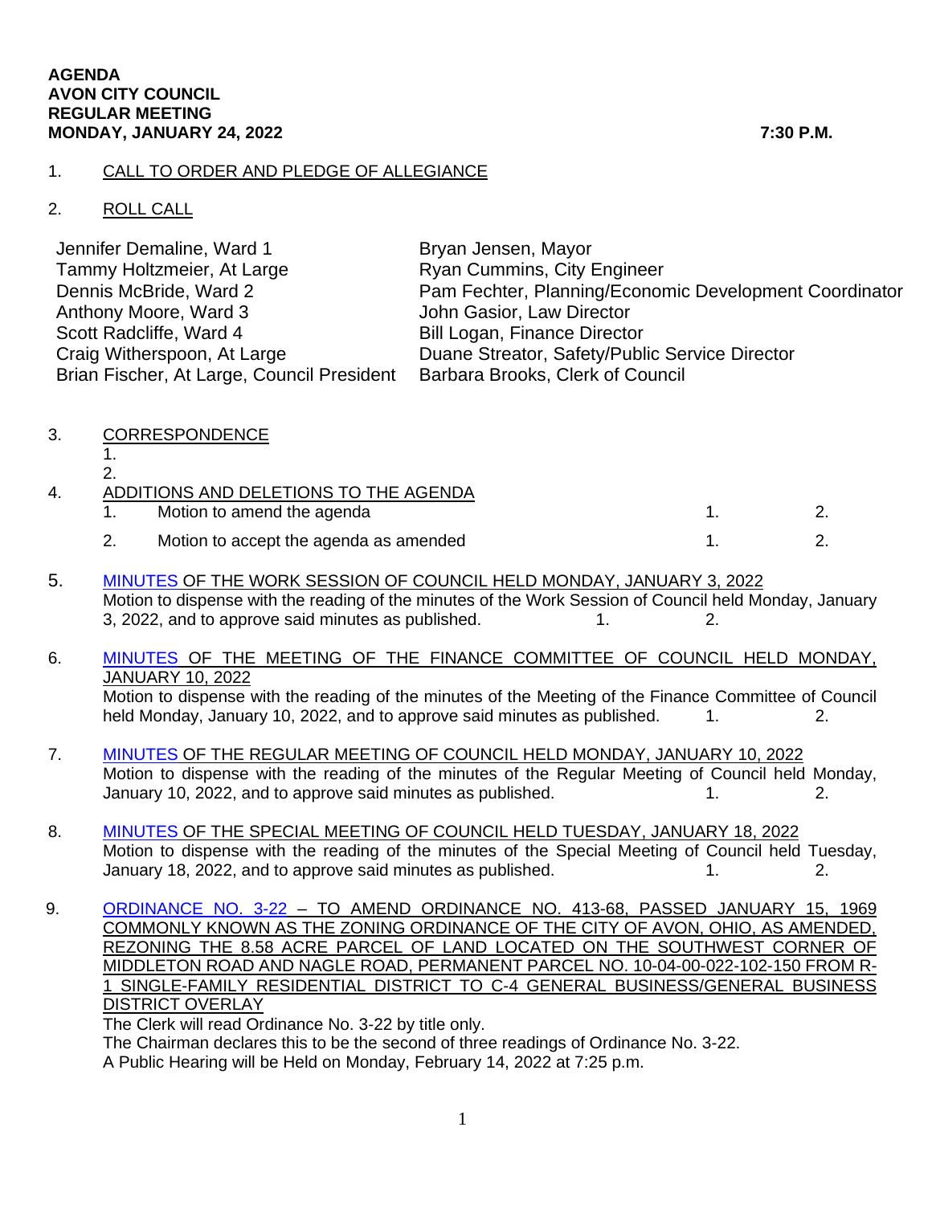**AGENDA**
**AVON CITY COUNCIL**
**REGULAR MEETING**
**MONDAY, JANUARY 24, 2022** **7:30 P.M.**

1. CALL TO ORDER AND PLEDGE OF ALLEGIANCE

2. ROLL CALL

| | |
|---|---|
| Jennifer Demaline, Ward 1 | Bryan Jensen, Mayor |
| Tammy Holtzmeier, At Large | Ryan Cummins, City Engineer |
| Dennis McBride, Ward 2 | Pam Fechter, Planning/Economic Development Coordinator |
| Anthony Moore, Ward 3 | John Gasior, Law Director |
| Scott Radcliffe, Ward 4 | Bill Logan, Finance Director |
| Craig Witherspoon, At Large | Duane Streator, Safety/Public Service Director |
| Brian Fischer, At Large, Council President | Barbara Brooks, Clerk of Council |

3. CORRESPONDENCE
   1.
   2.

4. ADDITIONS AND DELETIONS TO THE AGENDA
   1. Motion to amend the agenda 1. 2.
   2. Motion to accept the agenda as amended 1. 2.

5. MINUTES OF THE WORK SESSION OF COUNCIL HELD MONDAY, JANUARY 3, 2022
   Motion to dispense with the reading of the minutes of the Work Session of Council held Monday, January 3, 2022, and to approve said minutes as published. 1. 2.

6. MINUTES OF THE MEETING OF THE FINANCE COMMITTEE OF COUNCIL HELD MONDAY, JANUARY 10, 2022
   Motion to dispense with the reading of the minutes of the Meeting of the Finance Committee of Council held Monday, January 10, 2022, and to approve said minutes as published. 1. 2.

7. MINUTES OF THE REGULAR MEETING OF COUNCIL HELD MONDAY, JANUARY 10, 2022
   Motion to dispense with the reading of the minutes of the Regular Meeting of Council held Monday, January 10, 2022, and to approve said minutes as published. 1. 2.

8. MINUTES OF THE SPECIAL MEETING OF COUNCIL HELD TUESDAY, JANUARY 18, 2022
   Motion to dispense with the reading of the minutes of the Special Meeting of Council held Tuesday, January 18, 2022, and to approve said minutes as published. 1. 2.

9. ORDINANCE NO. 3-22 – TO AMEND ORDINANCE NO. 413-68, PASSED JANUARY 15, 1969 COMMONLY KNOWN AS THE ZONING ORDINANCE OF THE CITY OF AVON, OHIO, AS AMENDED, REZONING THE 8.58 ACRE PARCEL OF LAND LOCATED ON THE SOUTHWEST CORNER OF MIDDLETON ROAD AND NAGLE ROAD, PERMANENT PARCEL NO. 10-04-00-022-102-150 FROM R-1 SINGLE-FAMILY RESIDENTIAL DISTRICT TO C-4 GENERAL BUSINESS/GENERAL BUSINESS DISTRICT OVERLAY
   The Clerk will read Ordinance No. 3-22 by title only.
   The Chairman declares this to be the second of three readings of Ordinance No. 3-22.
   A Public Hearing will be Held on Monday, February 14, 2022 at 7:25 p.m.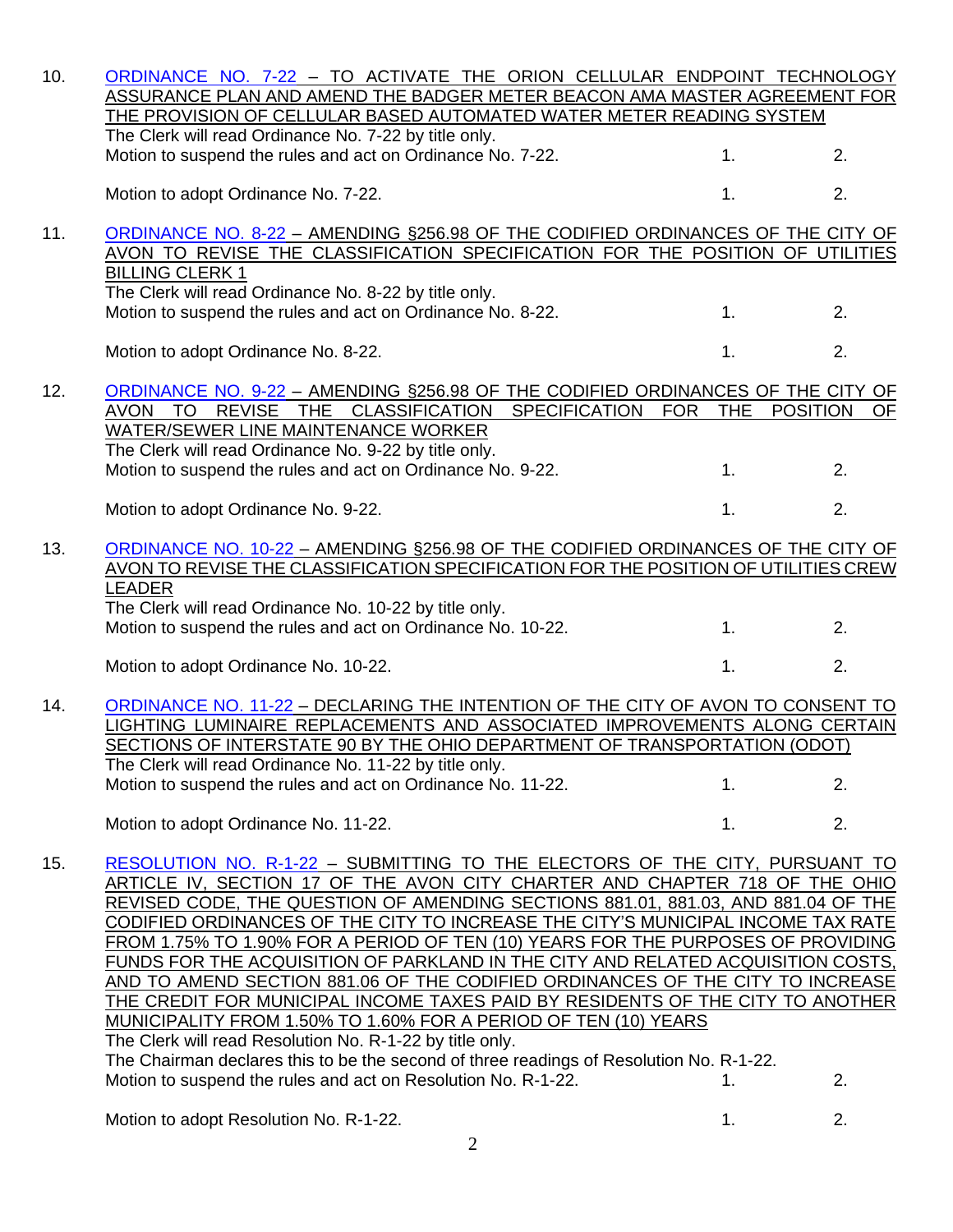10. ORDINANCE NO. 7-22 – TO ACTIVATE THE ORION CELLULAR ENDPOINT TECHNOLOGY ASSURANCE PLAN AND AMEND THE BADGER METER BEACON AMA MASTER AGREEMENT FOR THE PROVISION OF CELLULAR BASED AUTOMATED WATER METER READING SYSTEM
    The Clerk will read Ordinance No. 7-22 by title only.
    Motion to suspend the rules and act on Ordinance No. 7-22. 1. 2.

    Motion to adopt Ordinance No. 7-22. 1. 2.

11. ORDINANCE NO. 8-22 – AMENDING §256.98 OF THE CODIFIED ORDINANCES OF THE CITY OF AVON TO REVISE THE CLASSIFICATION SPECIFICATION FOR THE POSITION OF UTILITIES BILLING CLERK 1
    The Clerk will read Ordinance No. 8-22 by title only.
    Motion to suspend the rules and act on Ordinance No. 8-22. 1. 2.

    Motion to adopt Ordinance No. 8-22. 1. 2.

12. ORDINANCE NO. 9-22 – AMENDING §256.98 OF THE CODIFIED ORDINANCES OF THE CITY OF AVON TO REVISE THE CLASSIFICATION SPECIFICATION FOR THE POSITION OF WATER/SEWER LINE MAINTENANCE WORKER
    The Clerk will read Ordinance No. 9-22 by title only.
    Motion to suspend the rules and act on Ordinance No. 9-22. 1. 2.

    Motion to adopt Ordinance No. 9-22. 1. 2.

13. ORDINANCE NO. 10-22 – AMENDING §256.98 OF THE CODIFIED ORDINANCES OF THE CITY OF AVON TO REVISE THE CLASSIFICATION SPECIFICATION FOR THE POSITION OF UTILITIES CREW LEADER
    The Clerk will read Ordinance No. 10-22 by title only.
    Motion to suspend the rules and act on Ordinance No. 10-22. 1. 2.

    Motion to adopt Ordinance No. 10-22. 1. 2.

14. ORDINANCE NO. 11-22 – DECLARING THE INTENTION OF THE CITY OF AVON TO CONSENT TO LIGHTING LUMINAIRE REPLACEMENTS AND ASSOCIATED IMPROVEMENTS ALONG CERTAIN SECTIONS OF INTERSTATE 90 BY THE OHIO DEPARTMENT OF TRANSPORTATION (ODOT)
    The Clerk will read Ordinance No. 11-22 by title only.
    Motion to suspend the rules and act on Ordinance No. 11-22. 1. 2.

    Motion to adopt Ordinance No. 11-22. 1. 2.

15. RESOLUTION NO. R-1-22 – SUBMITTING TO THE ELECTORS OF THE CITY, PURSUANT TO ARTICLE IV, SECTION 17 OF THE AVON CITY CHARTER AND CHAPTER 718 OF THE OHIO REVISED CODE, THE QUESTION OF AMENDING SECTIONS 881.01, 881.03, AND 881.04 OF THE CODIFIED ORDINANCES OF THE CITY TO INCREASE THE CITY'S MUNICIPAL INCOME TAX RATE FROM 1.75% TO 1.90% FOR A PERIOD OF TEN (10) YEARS FOR THE PURPOSES OF PROVIDING FUNDS FOR THE ACQUISITION OF PARKLAND IN THE CITY AND RELATED ACQUISITION COSTS, AND TO AMEND SECTION 881.06 OF THE CODIFIED ORDINANCES OF THE CITY TO INCREASE THE CREDIT FOR MUNICIPAL INCOME TAXES PAID BY RESIDENTS OF THE CITY TO ANOTHER MUNICIPALITY FROM 1.50% TO 1.60% FOR A PERIOD OF TEN (10) YEARS
    The Clerk will read Resolution No. R-1-22 by title only.
    The Chairman declares this to be the second of three readings of Resolution No. R-1-22.
    Motion to suspend the rules and act on Resolution No. R-1-22. 1. 2.

    Motion to adopt Resolution No. R-1-22. 1. 2.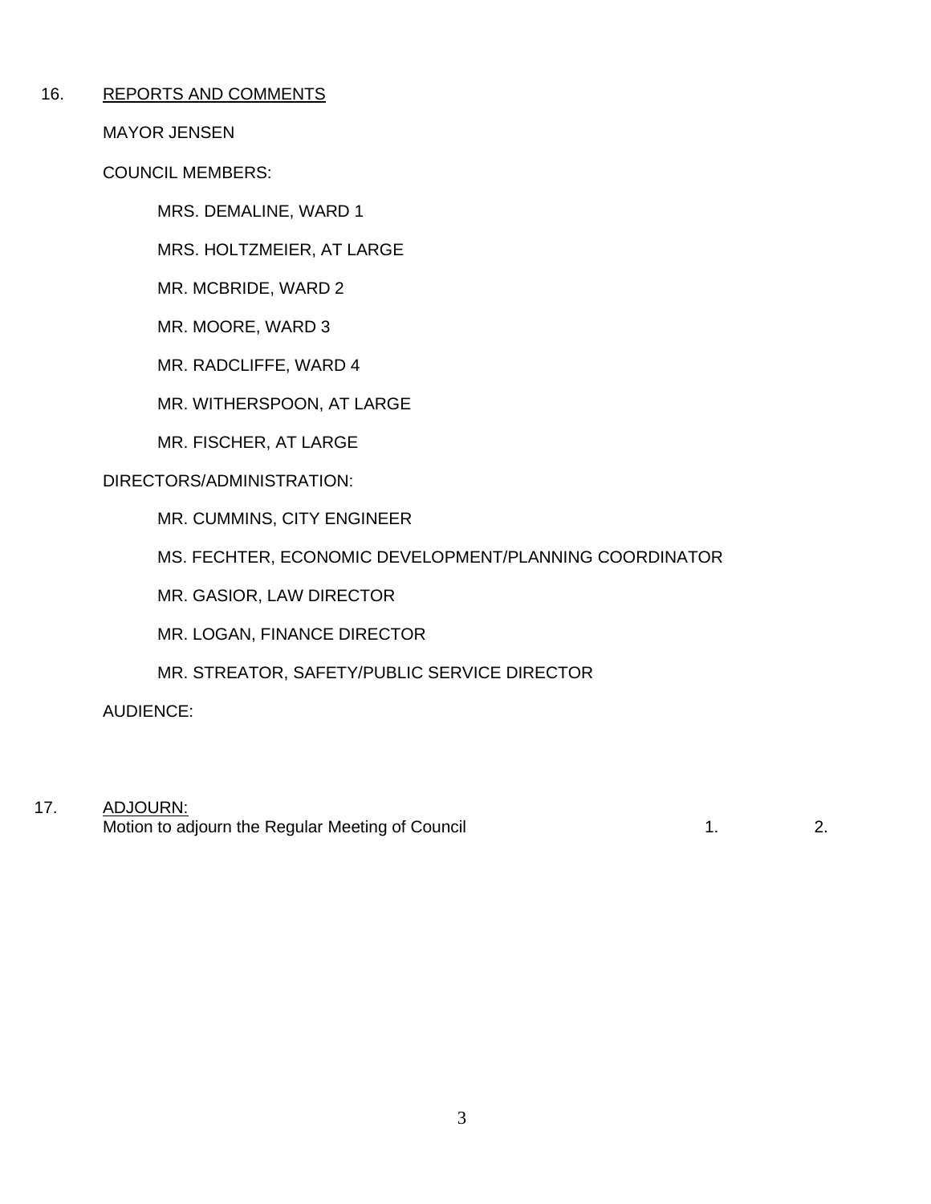16. <u>REPORTS AND COMMENTS</u>

MAYOR JENSEN

COUNCIL MEMBERS:

MRS. DEMALINE, WARD 1

MRS. HOLTZMEIER, AT LARGE

MR. MCBRIDE, WARD 2

MR. MOORE, WARD 3

MR. RADCLIFFE, WARD 4

MR. WITHERSPOON, AT LARGE

MR. FISCHER, AT LARGE

DIRECTORS/ADMINISTRATION:

MR. CUMMINS, CITY ENGINEER

MS. FECHTER, ECONOMIC DEVELOPMENT/PLANNING COORDINATOR

MR. GASIOR, LAW DIRECTOR

MR. LOGAN, FINANCE DIRECTOR

MR. STREATOR, SAFETY/PUBLIC SERVICE DIRECTOR

AUDIENCE:

17. <u>ADJOURN:</u>
Motion to adjourn the Regular Meeting of Council    1.    2.